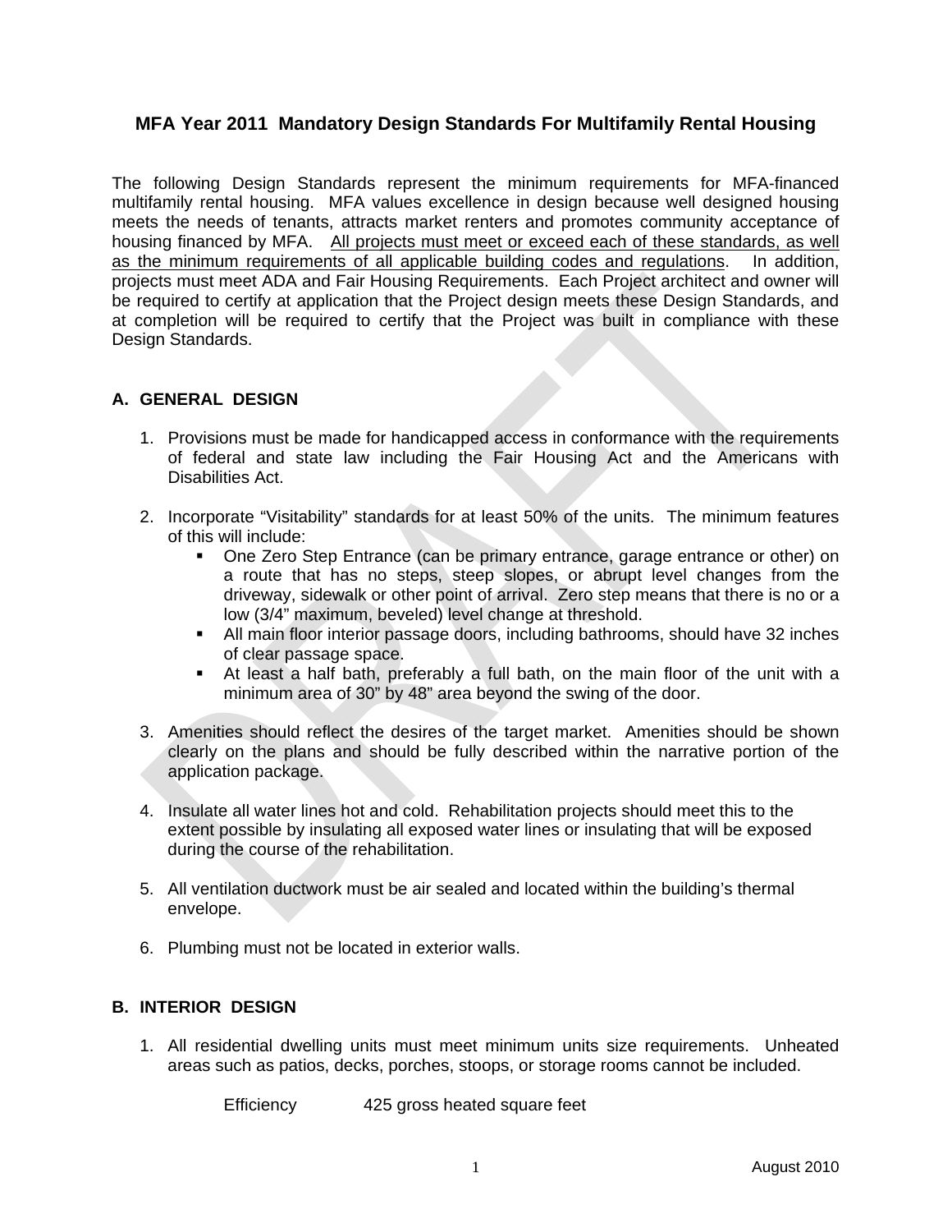# MFA Year 2011 Mandatory Design Standards For Multifamily Rental Housing

The following Design Standards represent the minimum requirements for MFA-financed multifamily rental housing. MFA values excellence in design because well designed housing meets the needs of tenants, attracts market renters and promotes community acceptance of housing financed by MFA. <u>All projects must meet or exceed each of these standards, as well as the minimum requirements of all applicable building codes and regulations</u>. In addition, projects must meet ADA and Fair Housing Requirements. Each Project architect and owner will be required to certify at application that the Project design meets these Design Standards, and at completion will be required to certify that the Project was built in compliance with these Design Standards.

## A. GENERAL DESIGN

1. Provisions must be made for handicapped access in conformance with the requirements of federal and state law including the Fair Housing Act and the Americans with Disabilities Act.

2. Incorporate "Visitability" standards for at least 50% of the units. The minimum features of this will include:
   - One Zero Step Entrance (can be primary entrance, garage entrance or other) on a route that has no steps, steep slopes, or abrupt level changes from the driveway, sidewalk or other point of arrival. Zero step means that there is no or a low (3/4" maximum, beveled) level change at threshold.
   - All main floor interior passage doors, including bathrooms, should have 32 inches of clear passage space.
   - At least a half bath, preferably a full bath, on the main floor of the unit with a minimum area of 30" by 48" area beyond the swing of the door.

3. Amenities should reflect the desires of the target market. Amenities should be shown clearly on the plans and should be fully described within the narrative portion of the application package.

4. Insulate all water lines hot and cold. Rehabilitation projects should meet this to the extent possible by insulating all exposed water lines or insulating that will be exposed during the course of the rehabilitation.

5. All ventilation ductwork must be air sealed and located within the building's thermal envelope.

6. Plumbing must not be located in exterior walls.

## B. INTERIOR DESIGN

1. All residential dwelling units must meet minimum units size requirements. Unheated areas such as patios, decks, porches, stoops, or storage rooms cannot be included.

   Efficiency 425 gross heated square feet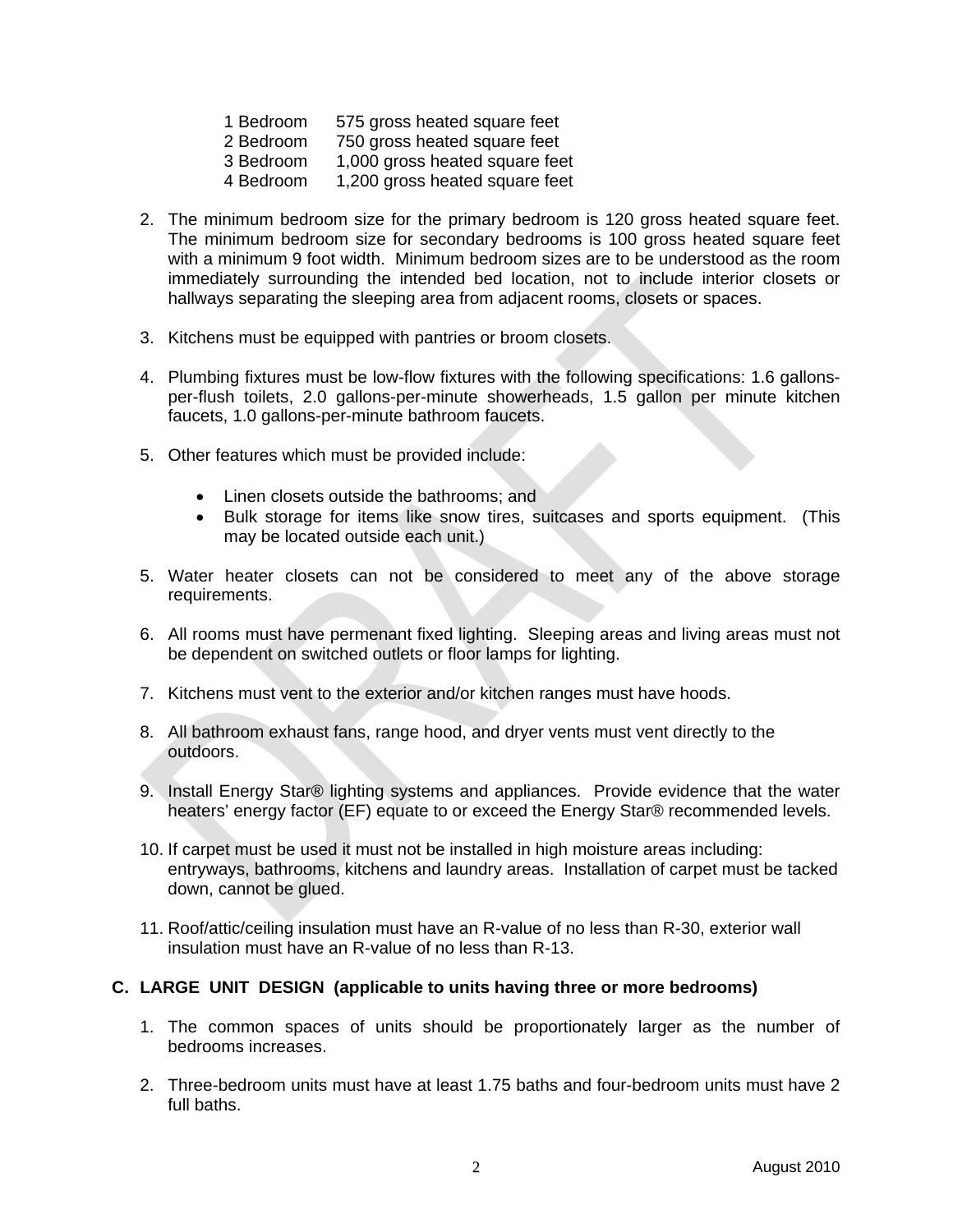| | |
|---|---|
| 1 Bedroom | 575 gross heated square feet |
| 2 Bedroom | 750 gross heated square feet |
| 3 Bedroom | 1,000 gross heated square feet |
| 4 Bedroom | 1,200 gross heated square feet |

2. The minimum bedroom size for the primary bedroom is 120 gross heated square feet. The minimum bedroom size for secondary bedrooms is 100 gross heated square feet with a minimum 9 foot width. Minimum bedroom sizes are to be understood as the room immediately surrounding the intended bed location, not to include interior closets or hallways separating the sleeping area from adjacent rooms, closets or spaces.

3. Kitchens must be equipped with pantries or broom closets.

4. Plumbing fixtures must be low-flow fixtures with the following specifications: 1.6 gallons-per-flush toilets, 2.0 gallons-per-minute showerheads, 1.5 gallon per minute kitchen faucets, 1.0 gallons-per-minute bathroom faucets.

5. Other features which must be provided include:

   - Linen closets outside the bathrooms; and
   - Bulk storage for items like snow tires, suitcases and sports equipment. (This may be located outside each unit.)

5. Water heater closets can not be considered to meet any of the above storage requirements.

6. All rooms must have permenant fixed lighting. Sleeping areas and living areas must not be dependent on switched outlets or floor lamps for lighting.

7. Kitchens must vent to the exterior and/or kitchen ranges must have hoods.

8. All bathroom exhaust fans, range hood, and dryer vents must vent directly to the outdoors.

9. Install Energy Star® lighting systems and appliances. Provide evidence that the water heaters' energy factor (EF) equate to or exceed the Energy Star® recommended levels.

10. If carpet must be used it must not be installed in high moisture areas including: entryways, bathrooms, kitchens and laundry areas. Installation of carpet must be tacked down, cannot be glued.

11. Roof/attic/ceiling insulation must have an R-value of no less than R-30, exterior wall insulation must have an R-value of no less than R-13.

**C. LARGE UNIT DESIGN (applicable to units having three or more bedrooms)**

1. The common spaces of units should be proportionately larger as the number of bedrooms increases.

2. Three-bedroom units must have at least 1.75 baths and four-bedroom units must have 2 full baths.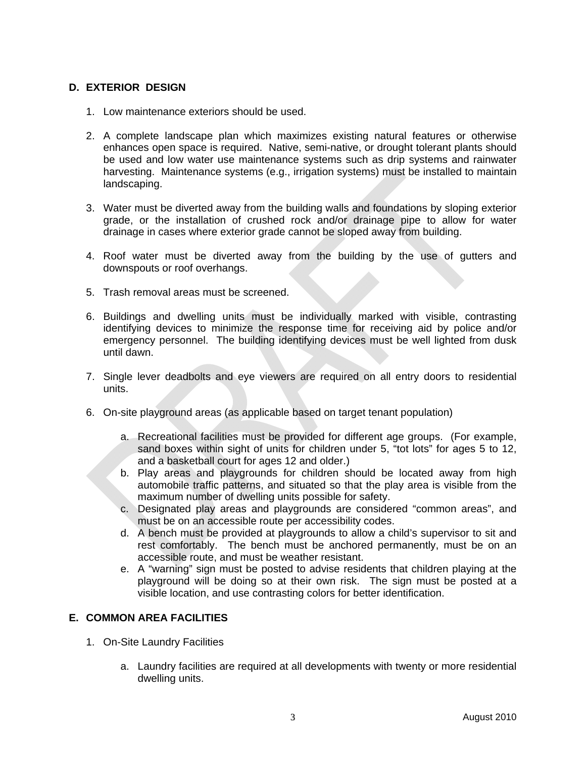## D. EXTERIOR DESIGN

1. Low maintenance exteriors should be used.

2. A complete landscape plan which maximizes existing natural features or otherwise enhances open space is required. Native, semi-native, or drought tolerant plants should be used and low water use maintenance systems such as drip systems and rainwater harvesting. Maintenance systems (e.g., irrigation systems) must be installed to maintain landscaping.

3. Water must be diverted away from the building walls and foundations by sloping exterior grade, or the installation of crushed rock and/or drainage pipe to allow for water drainage in cases where exterior grade cannot be sloped away from building.

4. Roof water must be diverted away from the building by the use of gutters and downspouts or roof overhangs.

5. Trash removal areas must be screened.

6. Buildings and dwelling units must be individually marked with visible, contrasting identifying devices to minimize the response time for receiving aid by police and/or emergency personnel. The building identifying devices must be well lighted from dusk until dawn.

7. Single lever deadbolts and eye viewers are required on all entry doors to residential units.

6\. On-site playground areas (as applicable based on target tenant population)

   a. Recreational facilities must be provided for different age groups. (For example, sand boxes within sight of units for children under 5, "tot lots" for ages 5 to 12, and a basketball court for ages 12 and older.)
   b. Play areas and playgrounds for children should be located away from high automobile traffic patterns, and situated so that the play area is visible from the maximum number of dwelling units possible for safety.
   c. Designated play areas and playgrounds are considered "common areas", and must be on an accessible route per accessibility codes.
   d. A bench must be provided at playgrounds to allow a child's supervisor to sit and rest comfortably. The bench must be anchored permanently, must be on an accessible route, and must be weather resistant.
   e. A "warning" sign must be posted to advise residents that children playing at the playground will be doing so at their own risk. The sign must be posted at a visible location, and use contrasting colors for better identification.

## E. COMMON AREA FACILITIES

1. On-Site Laundry Facilities

   a. Laundry facilities are required at all developments with twenty or more residential dwelling units.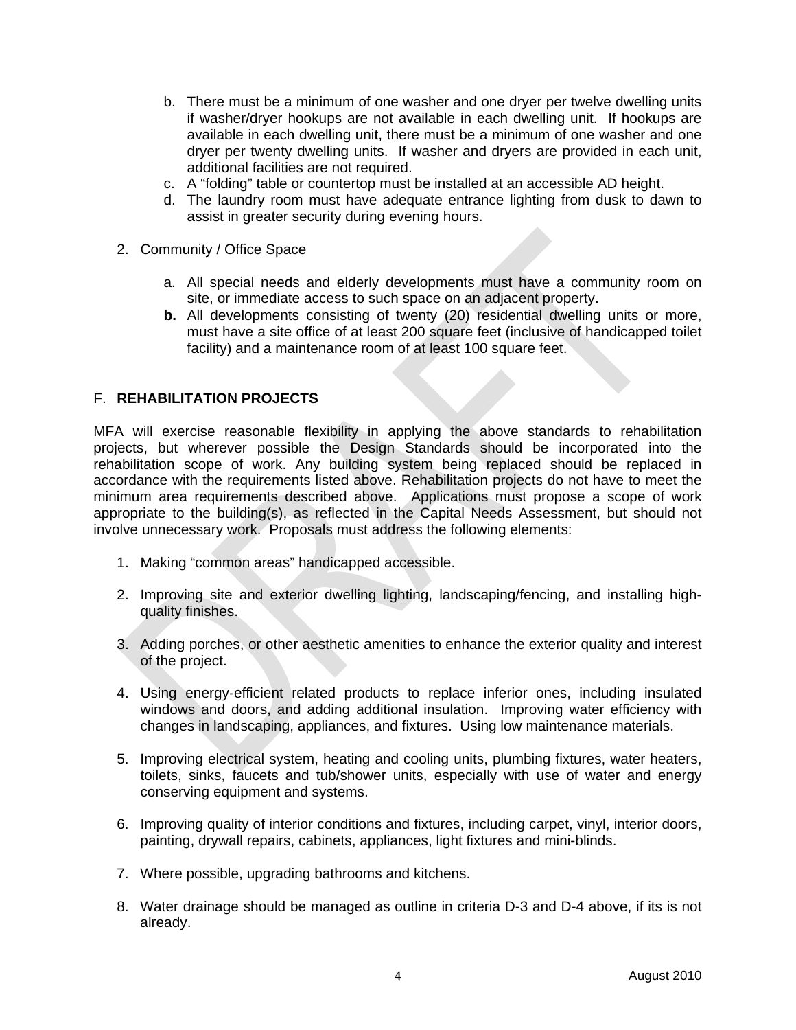b. There must be a minimum of one washer and one dryer per twelve dwelling units if washer/dryer hookups are not available in each dwelling unit. If hookups are available in each dwelling unit, there must be a minimum of one washer and one dryer per twenty dwelling units. If washer and dryers are provided in each unit, additional facilities are not required.
c. A "folding" table or countertop must be installed at an accessible AD height.
d. The laundry room must have adequate entrance lighting from dusk to dawn to assist in greater security during evening hours.

2. Community / Office Space

   a. All special needs and elderly developments must have a community room on site, or immediate access to such space on an adjacent property.
   **b.** All developments consisting of twenty (20) residential dwelling units or more, must have a site office of at least 200 square feet (inclusive of handicapped toilet facility) and a maintenance room of at least 100 square feet.

## F. **REHABILITATION PROJECTS**

MFA will exercise reasonable flexibility in applying the above standards to rehabilitation projects, but wherever possible the Design Standards should be incorporated into the rehabilitation scope of work. Any building system being replaced should be replaced in accordance with the requirements listed above. Rehabilitation projects do not have to meet the minimum area requirements described above. Applications must propose a scope of work appropriate to the building(s), as reflected in the Capital Needs Assessment, but should not involve unnecessary work. Proposals must address the following elements:

1. Making "common areas" handicapped accessible.

2. Improving site and exterior dwelling lighting, landscaping/fencing, and installing high-quality finishes.

3. Adding porches, or other aesthetic amenities to enhance the exterior quality and interest of the project.

4. Using energy-efficient related products to replace inferior ones, including insulated windows and doors, and adding additional insulation. Improving water efficiency with changes in landscaping, appliances, and fixtures. Using low maintenance materials.

5. Improving electrical system, heating and cooling units, plumbing fixtures, water heaters, toilets, sinks, faucets and tub/shower units, especially with use of water and energy conserving equipment and systems.

6. Improving quality of interior conditions and fixtures, including carpet, vinyl, interior doors, painting, drywall repairs, cabinets, appliances, light fixtures and mini-blinds.

7. Where possible, upgrading bathrooms and kitchens.

8. Water drainage should be managed as outline in criteria D-3 and D-4 above, if its is not already.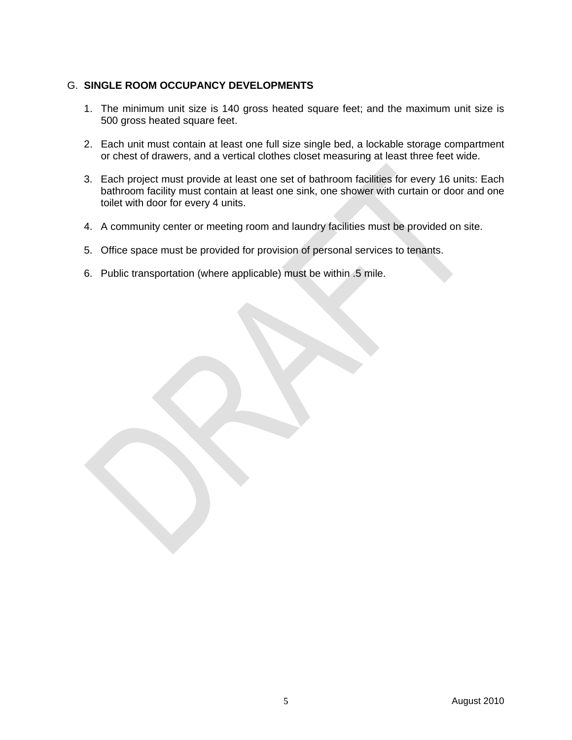G. **SINGLE ROOM OCCUPANCY DEVELOPMENTS**

1. The minimum unit size is 140 gross heated square feet; and the maximum unit size is 500 gross heated square feet.

2. Each unit must contain at least one full size single bed, a lockable storage compartment or chest of drawers, and a vertical clothes closet measuring at least three feet wide.

3. Each project must provide at least one set of bathroom facilities for every 16 units: Each bathroom facility must contain at least one sink, one shower with curtain or door and one toilet with door for every 4 units.

4. A community center or meeting room and laundry facilities must be provided on site.

5. Office space must be provided for provision of personal services to tenants.

6. Public transportation (where applicable) must be within .5 mile.